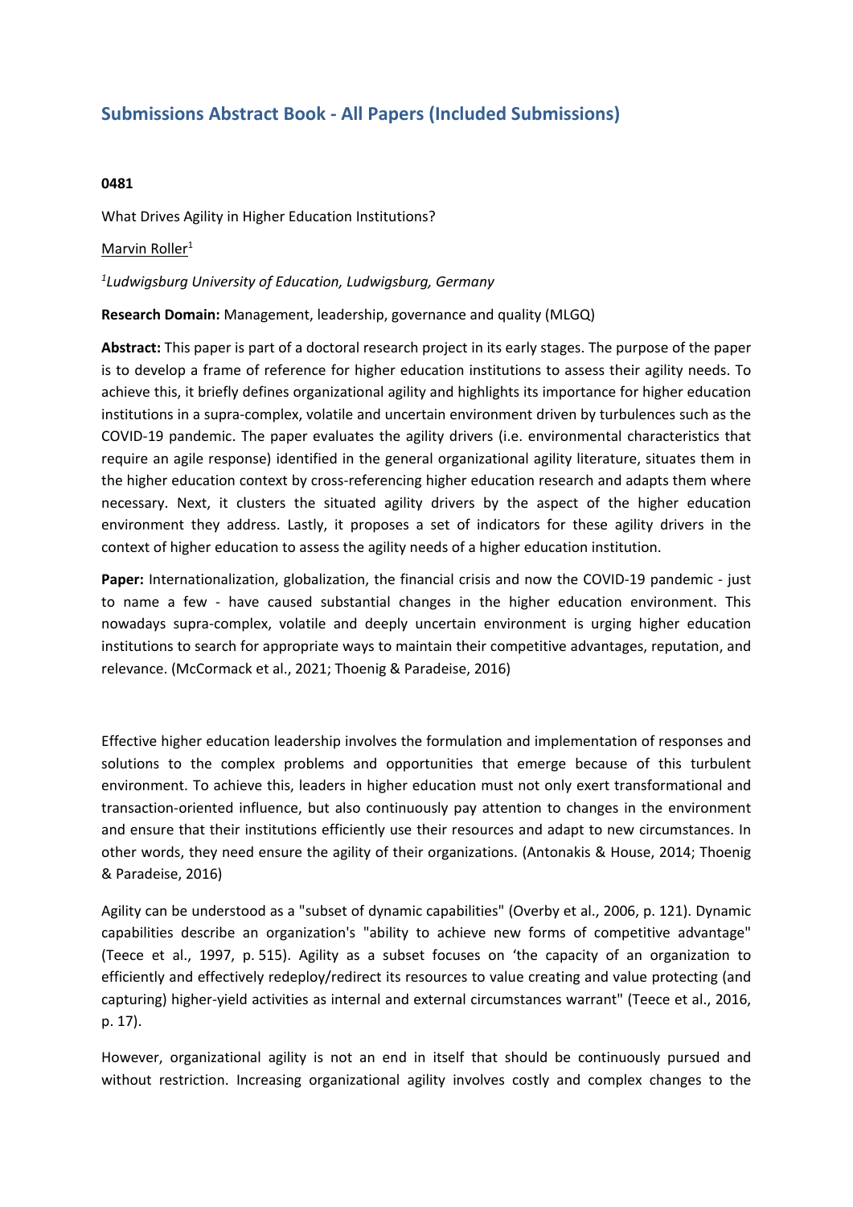# Submissions Abstract Book - All Papers (Included Submissions)

**0481**

What Drives Agility in Higher Education Institutions?

Marvin Roller[1]

*[1]Ludwigsburg University of Education, Ludwigsburg, Germany*

**Research Domain:** Management, leadership, governance and quality (MLGQ)

**Abstract:** This paper is part of a doctoral research project in its early stages. The purpose of the paper is to develop a frame of reference for higher education institutions to assess their agility needs. To achieve this, it briefly defines organizational agility and highlights its importance for higher education institutions in a supra-complex, volatile and uncertain environment driven by turbulences such as the COVID-19 pandemic. The paper evaluates the agility drivers (i.e. environmental characteristics that require an agile response) identified in the general organizational agility literature, situates them in the higher education context by cross-referencing higher education research and adapts them where necessary. Next, it clusters the situated agility drivers by the aspect of the higher education environment they address. Lastly, it proposes a set of indicators for these agility drivers in the context of higher education to assess the agility needs of a higher education institution.

**Paper:** Internationalization, globalization, the financial crisis and now the COVID-19 pandemic - just to name a few - have caused substantial changes in the higher education environment. This nowadays supra-complex, volatile and deeply uncertain environment is urging higher education institutions to search for appropriate ways to maintain their competitive advantages, reputation, and relevance. (McCormack et al., 2021; Thoenig & Paradeise, 2016)

Effective higher education leadership involves the formulation and implementation of responses and solutions to the complex problems and opportunities that emerge because of this turbulent environment. To achieve this, leaders in higher education must not only exert transformational and transaction-oriented influence, but also continuously pay attention to changes in the environment and ensure that their institutions efficiently use their resources and adapt to new circumstances. In other words, they need ensure the agility of their organizations. (Antonakis & House, 2014; Thoenig & Paradeise, 2016)

Agility can be understood as a "subset of dynamic capabilities" (Overby et al., 2006, p. 121). Dynamic capabilities describe an organization's "ability to achieve new forms of competitive advantage" (Teece et al., 1997, p. 515). Agility as a subset focuses on 'the capacity of an organization to efficiently and effectively redeploy/redirect its resources to value creating and value protecting (and capturing) higher-yield activities as internal and external circumstances warrant" (Teece et al., 2016, p. 17).

However, organizational agility is not an end in itself that should be continuously pursued and without restriction. Increasing organizational agility involves costly and complex changes to the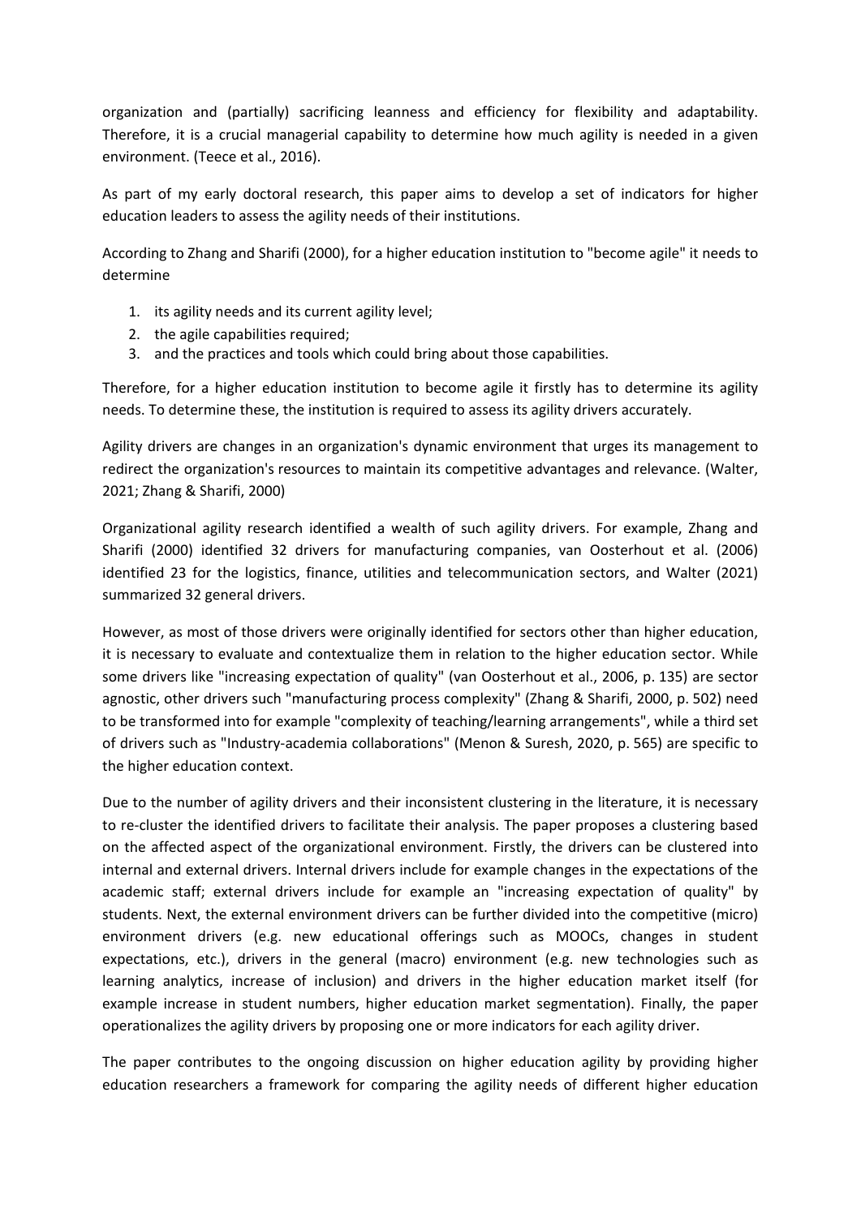organization and (partially) sacrificing leanness and efficiency for flexibility and adaptability. Therefore, it is a crucial managerial capability to determine how much agility is needed in a given environment. (Teece et al., 2016).

As part of my early doctoral research, this paper aims to develop a set of indicators for higher education leaders to assess the agility needs of their institutions.

According to Zhang and Sharifi (2000), for a higher education institution to "become agile" it needs to determine

1. its agility needs and its current agility level;
2. the agile capabilities required;
3. and the practices and tools which could bring about those capabilities.

Therefore, for a higher education institution to become agile it firstly has to determine its agility needs. To determine these, the institution is required to assess its agility drivers accurately.

Agility drivers are changes in an organization's dynamic environment that urges its management to redirect the organization's resources to maintain its competitive advantages and relevance. (Walter, 2021; Zhang & Sharifi, 2000)

Organizational agility research identified a wealth of such agility drivers. For example, Zhang and Sharifi (2000) identified 32 drivers for manufacturing companies, van Oosterhout et al. (2006) identified 23 for the logistics, finance, utilities and telecommunication sectors, and Walter (2021) summarized 32 general drivers.

However, as most of those drivers were originally identified for sectors other than higher education, it is necessary to evaluate and contextualize them in relation to the higher education sector. While some drivers like "increasing expectation of quality" (van Oosterhout et al., 2006, p. 135) are sector agnostic, other drivers such "manufacturing process complexity" (Zhang & Sharifi, 2000, p. 502) need to be transformed into for example "complexity of teaching/learning arrangements", while a third set of drivers such as "Industry-academia collaborations" (Menon & Suresh, 2020, p. 565) are specific to the higher education context.

Due to the number of agility drivers and their inconsistent clustering in the literature, it is necessary to re-cluster the identified drivers to facilitate their analysis. The paper proposes a clustering based on the affected aspect of the organizational environment. Firstly, the drivers can be clustered into internal and external drivers. Internal drivers include for example changes in the expectations of the academic staff; external drivers include for example an "increasing expectation of quality" by students. Next, the external environment drivers can be further divided into the competitive (micro) environment drivers (e.g. new educational offerings such as MOOCs, changes in student expectations, etc.), drivers in the general (macro) environment (e.g. new technologies such as learning analytics, increase of inclusion) and drivers in the higher education market itself (for example increase in student numbers, higher education market segmentation). Finally, the paper operationalizes the agility drivers by proposing one or more indicators for each agility driver.

The paper contributes to the ongoing discussion on higher education agility by providing higher education researchers a framework for comparing the agility needs of different higher education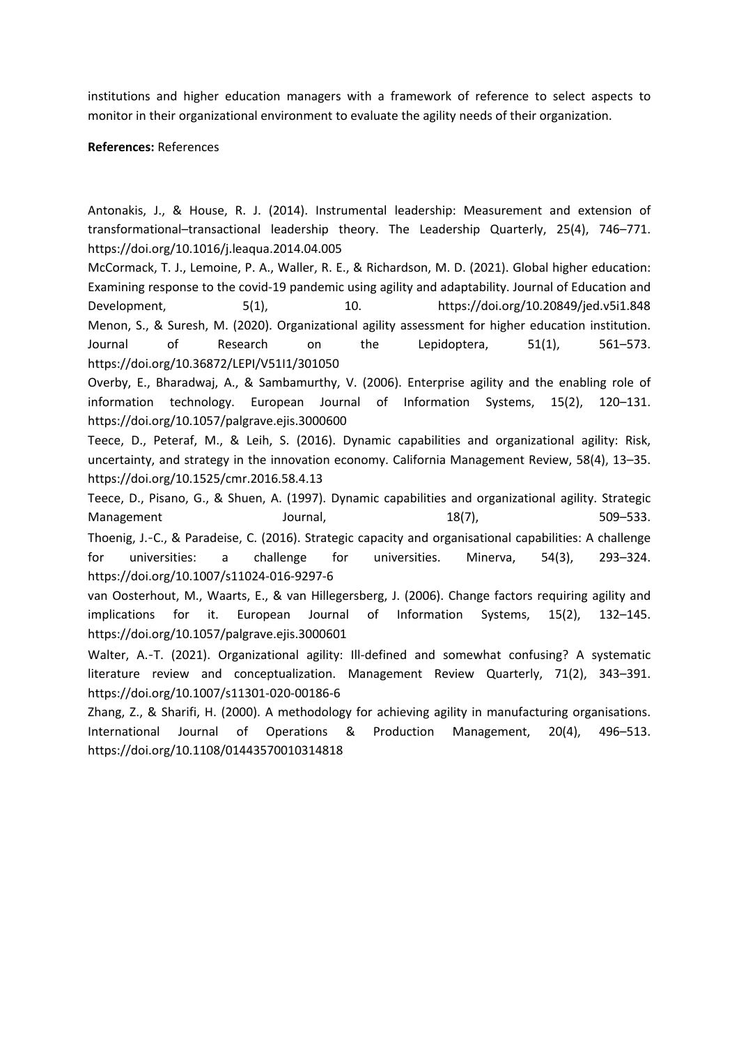institutions and higher education managers with a framework of reference to select aspects to monitor in their organizational environment to evaluate the agility needs of their organization.

**References:** References

Antonakis, J., & House, R. J. (2014). Instrumental leadership: Measurement and extension of transformational–transactional leadership theory. The Leadership Quarterly, 25(4), 746–771. https://doi.org/10.1016/j.leaqua.2014.04.005

McCormack, T. J., Lemoine, P. A., Waller, R. E., & Richardson, M. D. (2021). Global higher education: Examining response to the covid-19 pandemic using agility and adaptability. Journal of Education and Development, 5(1), 10. https://doi.org/10.20849/jed.v5i1.848

Menon, S., & Suresh, M. (2020). Organizational agility assessment for higher education institution. Journal of Research on the Lepidoptera, 51(1), 561–573. https://doi.org/10.36872/LEPI/V51I1/301050

Overby, E., Bharadwaj, A., & Sambamurthy, V. (2006). Enterprise agility and the enabling role of information technology. European Journal of Information Systems, 15(2), 120–131. https://doi.org/10.1057/palgrave.ejis.3000600

Teece, D., Peteraf, M., & Leih, S. (2016). Dynamic capabilities and organizational agility: Risk, uncertainty, and strategy in the innovation economy. California Management Review, 58(4), 13–35. https://doi.org/10.1525/cmr.2016.58.4.13

Teece, D., Pisano, G., & Shuen, A. (1997). Dynamic capabilities and organizational agility. Strategic Management Journal, 18(7), 509–533.

Thoenig, J.-C., & Paradeise, C. (2016). Strategic capacity and organisational capabilities: A challenge for universities: a challenge for universities. Minerva, 54(3), 293–324. https://doi.org/10.1007/s11024-016-9297-6

van Oosterhout, M., Waarts, E., & van Hillegersberg, J. (2006). Change factors requiring agility and implications for it. European Journal of Information Systems, 15(2), 132–145. https://doi.org/10.1057/palgrave.ejis.3000601

Walter, A.-T. (2021). Organizational agility: Ill-defined and somewhat confusing? A systematic literature review and conceptualization. Management Review Quarterly, 71(2), 343–391. https://doi.org/10.1007/s11301-020-00186-6

Zhang, Z., & Sharifi, H. (2000). A methodology for achieving agility in manufacturing organisations. International Journal of Operations & Production Management, 20(4), 496–513. https://doi.org/10.1108/01443570010314818